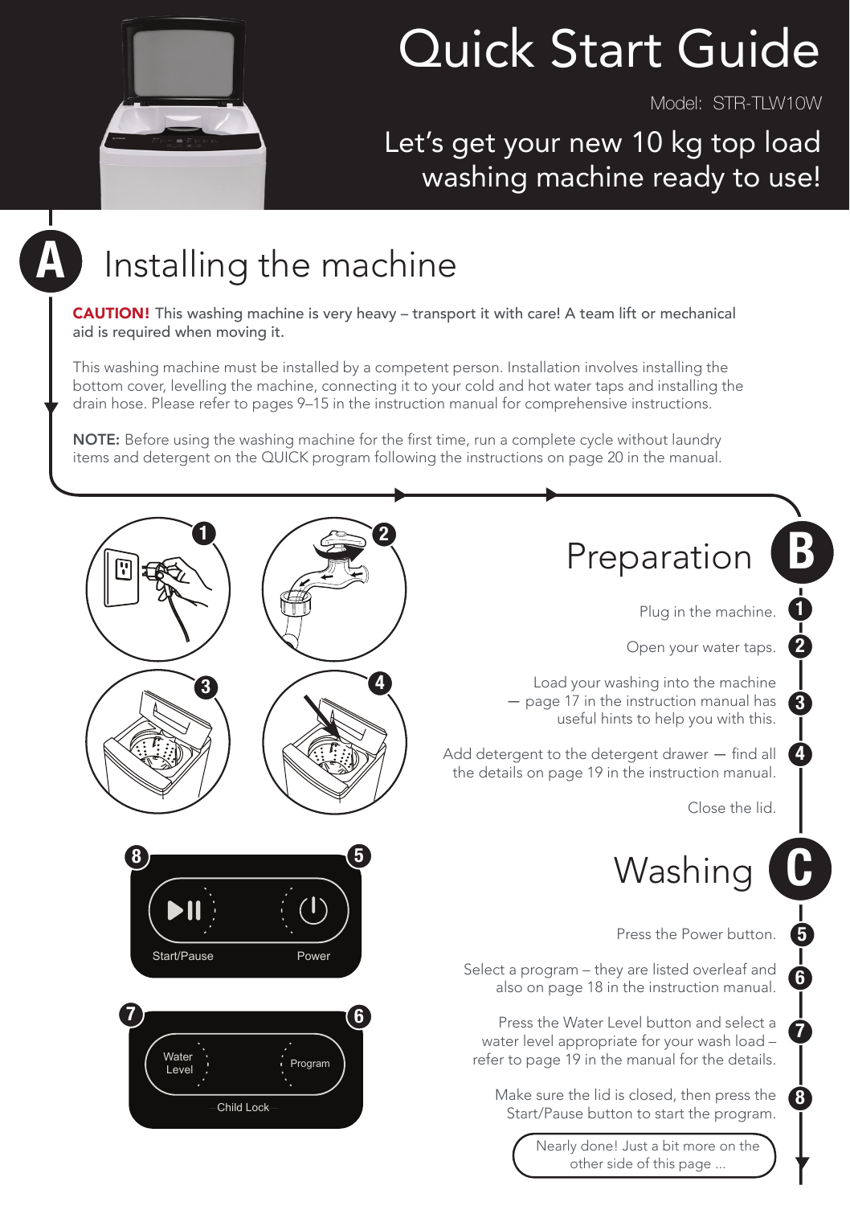# Quick Start Guide

Model: STR-TLW10W

Let's get your new 10 kg top load washing machine ready to use!

## A Installing the machine

**CAUTION!** This washing machine is very heavy – transport it with care! A team lift or mechanical aid is required when moving it.

This washing machine must be installed by a competent person. Installation involves installing the bottom cover, levelling the machine, connecting it to your cold and hot water taps and installing the drain hose. Please refer to pages 9–15 in the instruction manual for comprehensive instructions.

**NOTE:** Before using the washing machine for the first time, run a complete cycle without laundry items and detergent on the QUICK program following the instructions on page 20 in the manual.

## B Preparation

1. Plug in the machine.
2. Open your water taps.
3. Load your washing into the machine — page 17 in the instruction manual has useful hints to help you with this.
4. Add detergent to the detergent drawer — find all the details on page 19 in the instruction manual.

Close the lid.

## C Washing

5. Press the Power button.
6. Select a program – they are listed overleaf and also on page 18 in the instruction manual.
7. Press the Water Level button and select a water level appropriate for your wash load – refer to page 19 in the manual for the details.
8. Make sure the lid is closed, then press the Start/Pause button to start the program.

Start/Pause | Power

Water Level | Program | Child Lock

Nearly done! Just a bit more on the other side of this page ...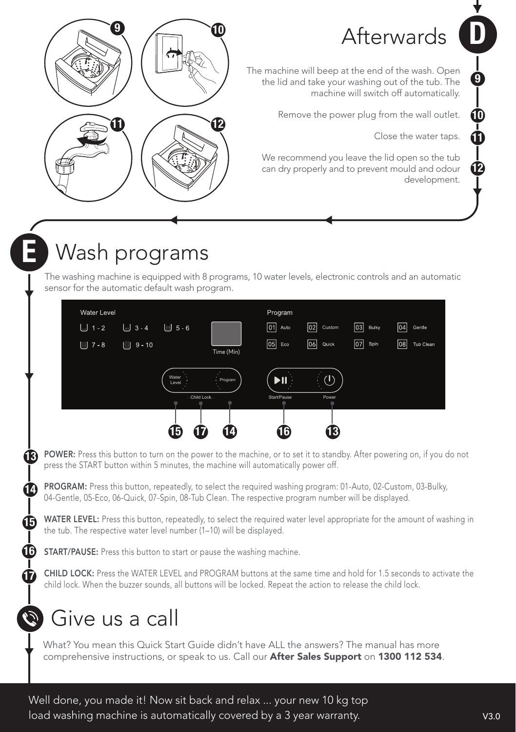# D Afterwards

9. The machine will beep at the end of the wash. Open the lid and take your washing out of the tub. The machine will switch off automatically.

10. Remove the power plug from the wall outlet.

11. Close the water taps.

12. We recommend you leave the lid open so the tub can dry properly and to prevent mould and odour development.

# E Wash programs

The washing machine is equipped with 8 programs, 10 water levels, electronic controls and an automatic sensor for the automatic default wash program.

Water Level
1 - 2
3 - 4
5 - 6
7 - 8
9 - 10

Time (Min)

Program
01 Auto
02 Custom
03 Bulky
04 Gentle
05 Eco
06 Quick
07 Spin
08 Tub Clean

Water Level
Program
Child Lock
Start/Pause
Power

15 17 14 16 13

13. **POWER:** Press this button to turn on the power to the machine, or to set it to standby. After powering on, if you do not press the START button within 5 minutes, the machine will automatically power off.

14. **PROGRAM:** Press this button, repeatedly, to select the required washing program: 01-Auto, 02-Custom, 03-Bulky, 04-Gentle, 05-Eco, 06-Quick, 07-Spin, 08-Tub Clean. The respective program number will be displayed.

15. **WATER LEVEL:** Press this button, repeatedly, to select the required water level appropriate for the amount of washing in the tub. The respective water level number (1–10) will be displayed.

16. **START/PAUSE:** Press this button to start or pause the washing machine.

17. **CHILD LOCK:** Press the WATER LEVEL and PROGRAM buttons at the same time and hold for 1.5 seconds to activate the child lock. When the buzzer sounds, all buttons will be locked. Repeat the action to release the child lock.

# Give us a call

What? You mean this Quick Start Guide didn't have ALL the answers? The manual has more comprehensive instructions, or speak to us. Call our **After Sales Support** on **1300 112 534**.

Well done, you made it! Now sit back and relax ... your new 10 kg top load washing machine is automatically covered by a 3 year warranty.

V3.0